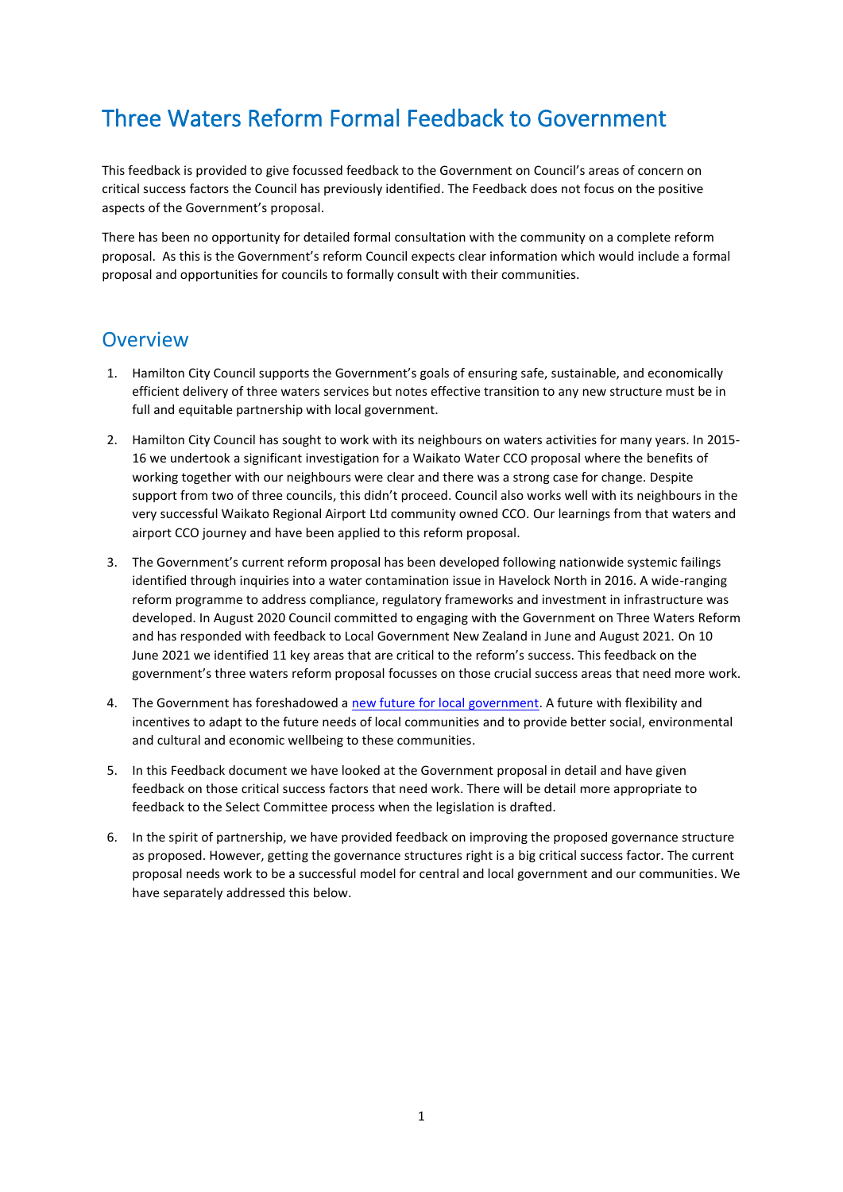# Three Waters Reform Formal Feedback to Government

This feedback is provided to give focussed feedback to the Government on Council's areas of concern on critical success factors the Council has previously identified. The Feedback does not focus on the positive aspects of the Government's proposal.

There has been no opportunity for detailed formal consultation with the community on a complete reform proposal. As this is the Government's reform Council expects clear information which would include a formal proposal and opportunities for councils to formally consult with their communities.

## Overview

1. Hamilton City Council supports the Government's goals of ensuring safe, sustainable, and economically efficient delivery of three waters services but notes effective transition to any new structure must be in full and equitable partnership with local government.
2. Hamilton City Council has sought to work with its neighbours on waters activities for many years. In 2015-16 we undertook a significant investigation for a Waikato Water CCO proposal where the benefits of working together with our neighbours were clear and there was a strong case for change. Despite support from two of three councils, this didn't proceed. Council also works well with its neighbours in the very successful Waikato Regional Airport Ltd community owned CCO. Our learnings from that waters and airport CCO journey and have been applied to this reform proposal.
3. The Government's current reform proposal has been developed following nationwide systemic failings identified through inquiries into a water contamination issue in Havelock North in 2016. A wide-ranging reform programme to address compliance, regulatory frameworks and investment in infrastructure was developed. In August 2020 Council committed to engaging with the Government on Three Waters Reform and has responded with feedback to Local Government New Zealand in June and August 2021. On 10 June 2021 we identified 11 key areas that are critical to the reform's success. This feedback on the government's three waters reform proposal focusses on those crucial success areas that need more work.
4. The Government has foreshadowed a new future for local government. A future with flexibility and incentives to adapt to the future needs of local communities and to provide better social, environmental and cultural and economic wellbeing to these communities.
5. In this Feedback document we have looked at the Government proposal in detail and have given feedback on those critical success factors that need work. There will be detail more appropriate to feedback to the Select Committee process when the legislation is drafted.
6. In the spirit of partnership, we have provided feedback on improving the proposed governance structure as proposed. However, getting the governance structures right is a big critical success factor. The current proposal needs work to be a successful model for central and local government and our communities. We have separately addressed this below.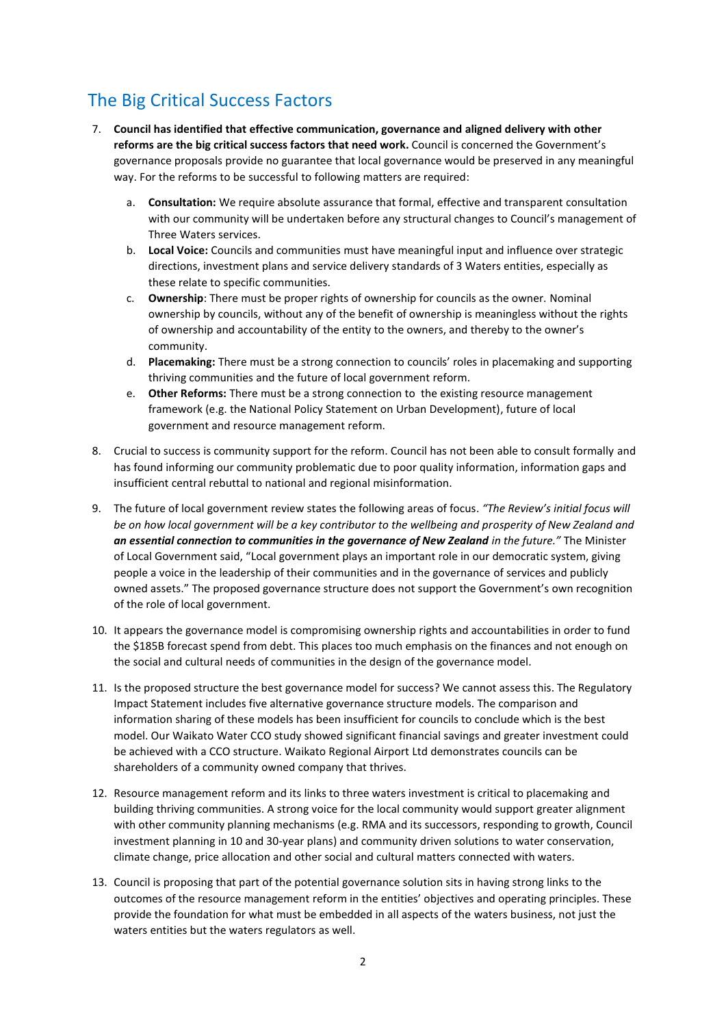## The Big Critical Success Factors

7. **Council has identified that effective communication, governance and aligned delivery with other reforms are the big critical success factors that need work.** Council is concerned the Government's governance proposals provide no guarantee that local governance would be preserved in any meaningful way. For the reforms to be successful to following matters are required:

   a. **Consultation:** We require absolute assurance that formal, effective and transparent consultation with our community will be undertaken before any structural changes to Council's management of Three Waters services.

   b. **Local Voice:** Councils and communities must have meaningful input and influence over strategic directions, investment plans and service delivery standards of 3 Waters entities, especially as these relate to specific communities.

   c. **Ownership**: There must be proper rights of ownership for councils as the owner. Nominal ownership by councils, without any of the benefit of ownership is meaningless without the rights of ownership and accountability of the entity to the owners, and thereby to the owner's community.

   d. **Placemaking:** There must be a strong connection to councils' roles in placemaking and supporting thriving communities and the future of local government reform.

   e. **Other Reforms:** There must be a strong connection to the existing resource management framework (e.g. the National Policy Statement on Urban Development), future of local government and resource management reform.

8. Crucial to success is community support for the reform. Council has not been able to consult formally and has found informing our community problematic due to poor quality information, information gaps and insufficient central rebuttal to national and regional misinformation.

9. The future of local government review states the following areas of focus. *"The Review's initial focus will be on how local government will be a key contributor to the wellbeing and prosperity of New Zealand and **an essential connection to communities in the governance of New Zealand** in the future."* The Minister of Local Government said, "Local government plays an important role in our democratic system, giving people a voice in the leadership of their communities and in the governance of services and publicly owned assets." The proposed governance structure does not support the Government's own recognition of the role of local government.

10. It appears the governance model is compromising ownership rights and accountabilities in order to fund the $185B forecast spend from debt. This places too much emphasis on the finances and not enough on the social and cultural needs of communities in the design of the governance model.

11. Is the proposed structure the best governance model for success? We cannot assess this. The Regulatory Impact Statement includes five alternative governance structure models. The comparison and information sharing of these models has been insufficient for councils to conclude which is the best model. Our Waikato Water CCO study showed significant financial savings and greater investment could be achieved with a CCO structure. Waikato Regional Airport Ltd demonstrates councils can be shareholders of a community owned company that thrives.

12. Resource management reform and its links to three waters investment is critical to placemaking and building thriving communities. A strong voice for the local community would support greater alignment with other community planning mechanisms (e.g. RMA and its successors, responding to growth, Council investment planning in 10 and 30-year plans) and community driven solutions to water conservation, climate change, price allocation and other social and cultural matters connected with waters.

13. Council is proposing that part of the potential governance solution sits in having strong links to the outcomes of the resource management reform in the entities' objectives and operating principles. These provide the foundation for what must be embedded in all aspects of the waters business, not just the waters entities but the waters regulators as well.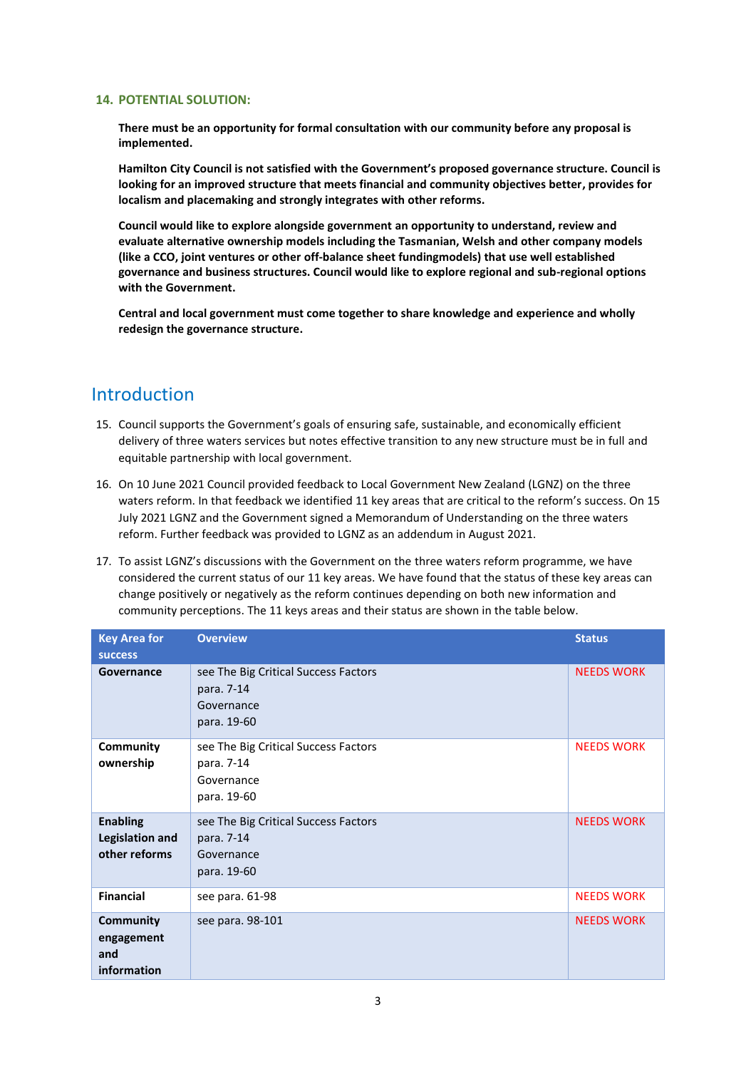### 14. POTENTIAL SOLUTION:

**There must be an opportunity for formal consultation with our community before any proposal is implemented.**

**Hamilton City Council is not satisfied with the Government's proposed governance structure. Council is looking for an improved structure that meets financial and community objectives better, provides for localism and placemaking and strongly integrates with other reforms.**

**Council would like to explore alongside government an opportunity to understand, review and evaluate alternative ownership models including the Tasmanian, Welsh and other company models (like a CCO, joint ventures or other off-balance sheet fundingmodels) that use well established governance and business structures. Council would like to explore regional and sub-regional options with the Government.**

**Central and local government must come together to share knowledge and experience and wholly redesign the governance structure.**

## Introduction

15. Council supports the Government's goals of ensuring safe, sustainable, and economically efficient delivery of three waters services but notes effective transition to any new structure must be in full and equitable partnership with local government.

16. On 10 June 2021 Council provided feedback to Local Government New Zealand (LGNZ) on the three waters reform. In that feedback we identified 11 key areas that are critical to the reform's success. On 15 July 2021 LGNZ and the Government signed a Memorandum of Understanding on the three waters reform. Further feedback was provided to LGNZ as an addendum in August 2021.

17. To assist LGNZ's discussions with the Government on the three waters reform programme, we have considered the current status of our 11 key areas. We have found that the status of these key areas can change positively or negatively as the reform continues depending on both new information and community perceptions. The 11 keys areas and their status are shown in the table below.

| Key Area for success | Overview | Status |
|---|---|---|
| **Governance** | see The Big Critical Success Factors para. 7-14 Governance para. 19-60 | NEEDS WORK |
| **Community ownership** | see The Big Critical Success Factors para. 7-14 Governance para. 19-60 | NEEDS WORK |
| **Enabling Legislation and other reforms** | see The Big Critical Success Factors para. 7-14 Governance para. 19-60 | NEEDS WORK |
| **Financial** | see para. 61-98 | NEEDS WORK |
| **Community engagement and information** | see para. 98-101 | NEEDS WORK |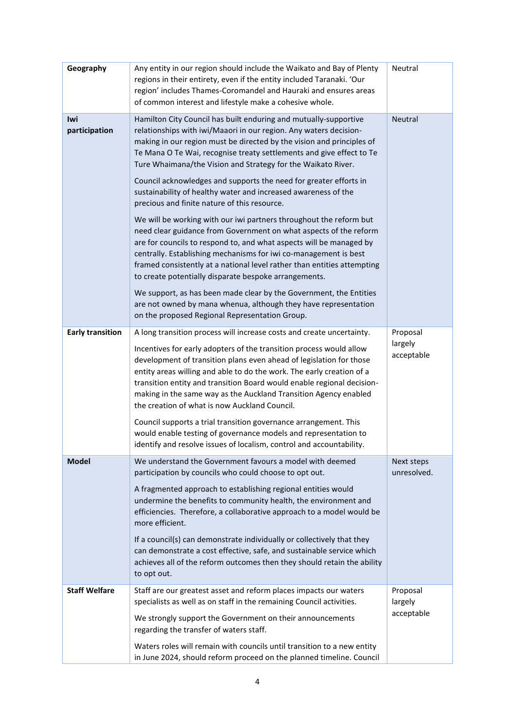| | | |
|---|---|---|
| **Geography** | Any entity in our region should include the Waikato and Bay of Plenty regions in their entirety, even if the entity included Taranaki. 'Our region' includes Thames-Coromandel and Hauraki and ensures areas of common interest and lifestyle make a cohesive whole. | Neutral |
| **Iwi participation** | Hamilton City Council has built enduring and mutually-supportive relationships with iwi/Maaori in our region. Any waters decision-making in our region must be directed by the vision and principles of Te Mana O Te Wai, recognise treaty settlements and give effect to Te Ture Whaimana/the Vision and Strategy for the Waikato River.<br><br>Council acknowledges and supports the need for greater efforts in sustainability of healthy water and increased awareness of the precious and finite nature of this resource.<br><br>We will be working with our iwi partners throughout the reform but need clear guidance from Government on what aspects of the reform are for councils to respond to, and what aspects will be managed by centrally. Establishing mechanisms for iwi co-management is best framed consistently at a national level rather than entities attempting to create potentially disparate bespoke arrangements.<br><br>We support, as has been made clear by the Government, the Entities are not owned by mana whenua, although they have representation on the proposed Regional Representation Group. | Neutral |
| **Early transition** | A long transition process will increase costs and create uncertainty.<br><br>Incentives for early adopters of the transition process would allow development of transition plans even ahead of legislation for those entity areas willing and able to do the work. The early creation of a transition entity and transition Board would enable regional decision-making in the same way as the Auckland Transition Agency enabled the creation of what is now Auckland Council.<br><br>Council supports a trial transition governance arrangement. This would enable testing of governance models and representation to identify and resolve issues of localism, control and accountability. | Proposal largely acceptable |
| **Model** | We understand the Government favours a model with deemed participation by councils who could choose to opt out.<br><br>A fragmented approach to establishing regional entities would undermine the benefits to community health, the environment and efficiencies. Therefore, a collaborative approach to a model would be more efficient.<br><br>If a council(s) can demonstrate individually or collectively that they can demonstrate a cost effective, safe, and sustainable service which achieves all of the reform outcomes then they should retain the ability to opt out. | Next steps unresolved. |
| **Staff Welfare** | Staff are our greatest asset and reform places impacts our waters specialists as well as on staff in the remaining Council activities.<br><br>We strongly support the Government on their announcements regarding the transfer of waters staff.<br><br>Waters roles will remain with councils until transition to a new entity in June 2024, should reform proceed on the planned timeline. Council | Proposal largely acceptable |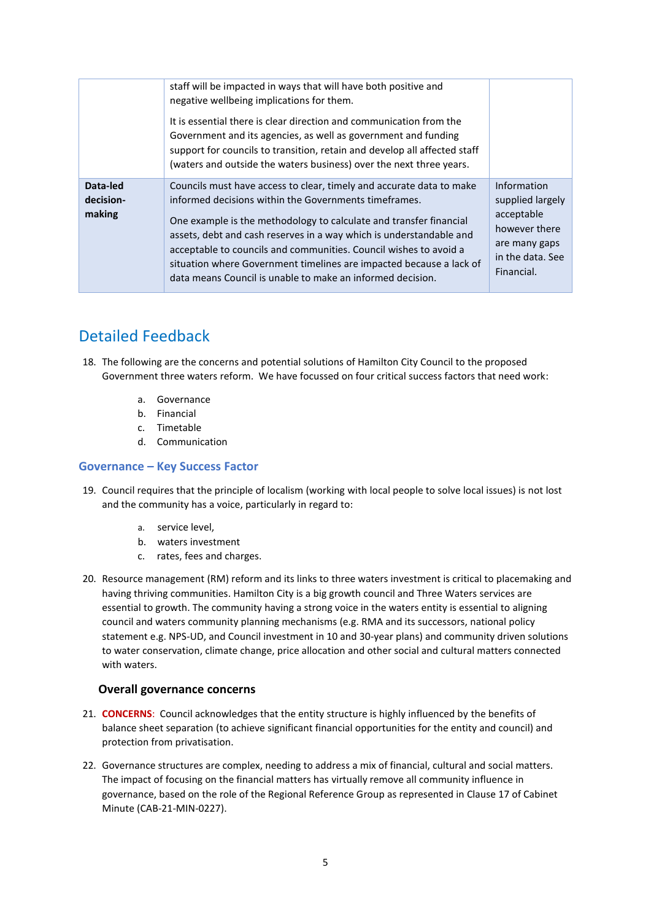| | | |
|---|---|---|
| | staff will be impacted in ways that will have both positive and negative wellbeing implications for them.<br><br>It is essential there is clear direction and communication from the Government and its agencies, as well as government and funding support for councils to transition, retain and develop all affected staff (waters and outside the waters business) over the next three years. | |
| **Data-led decision-making** | Councils must have access to clear, timely and accurate data to make informed decisions within the Governments timeframes.<br><br>One example is the methodology to calculate and transfer financial assets, debt and cash reserves in a way which is understandable and acceptable to councils and communities. Council wishes to avoid a situation where Government timelines are impacted because a lack of data means Council is unable to make an informed decision. | Information supplied largely acceptable however there are many gaps in the data. See Financial. |

# Detailed Feedback

18. The following are the concerns and potential solutions of Hamilton City Council to the proposed Government three waters reform. We have focussed on four critical success factors that need work:

    a. Governance
    b. Financial
    c. Timetable
    d. Communication

## Governance – Key Success Factor

19. Council requires that the principle of localism (working with local people to solve local issues) is not lost and the community has a voice, particularly in regard to:

    a. service level,
    b. waters investment
    c. rates, fees and charges.

20. Resource management (RM) reform and its links to three waters investment is critical to placemaking and having thriving communities. Hamilton City is a big growth council and Three Waters services are essential to growth. The community having a strong voice in the waters entity is essential to aligning council and waters community planning mechanisms (e.g. RMA and its successors, national policy statement e.g. NPS-UD, and Council investment in 10 and 30-year plans) and community driven solutions to water conservation, climate change, price allocation and other social and cultural matters connected with waters.

### Overall governance concerns

21. **CONCERNS**: Council acknowledges that the entity structure is highly influenced by the benefits of balance sheet separation (to achieve significant financial opportunities for the entity and council) and protection from privatisation.

22. Governance structures are complex, needing to address a mix of financial, cultural and social matters. The impact of focusing on the financial matters has virtually remove all community influence in governance, based on the role of the Regional Reference Group as represented in Clause 17 of Cabinet Minute (CAB-21-MIN-0227).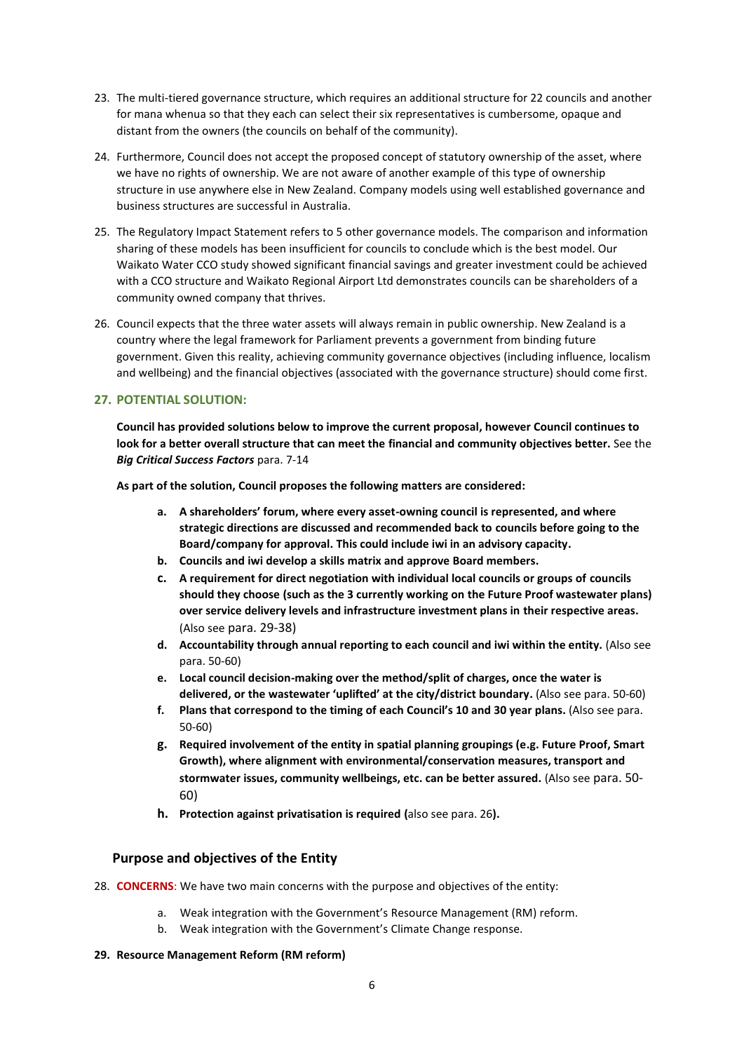23. The multi-tiered governance structure, which requires an additional structure for 22 councils and another for mana whenua so that they each can select their six representatives is cumbersome, opaque and distant from the owners (the councils on behalf of the community).

24. Furthermore, Council does not accept the proposed concept of statutory ownership of the asset, where we have no rights of ownership. We are not aware of another example of this type of ownership structure in use anywhere else in New Zealand. Company models using well established governance and business structures are successful in Australia.

25. The Regulatory Impact Statement refers to 5 other governance models. The comparison and information sharing of these models has been insufficient for councils to conclude which is the best model. Our Waikato Water CCO study showed significant financial savings and greater investment could be achieved with a CCO structure and Waikato Regional Airport Ltd demonstrates councils can be shareholders of a community owned company that thrives.

26. Council expects that the three water assets will always remain in public ownership. New Zealand is a country where the legal framework for Parliament prevents a government from binding future government. Given this reality, achieving community governance objectives (including influence, localism and wellbeing) and the financial objectives (associated with the governance structure) should come first.

27. **POTENTIAL SOLUTION:**

**Council has provided solutions below to improve the current proposal, however Council continues to look for a better overall structure that can meet the financial and community objectives better.** See the ***Big Critical Success Factors*** para. 7-14

**As part of the solution, Council proposes the following matters are considered:**

a. **A shareholders' forum, where every asset-owning council is represented, and where strategic directions are discussed and recommended back to councils before going to the Board/company for approval. This could include iwi in an advisory capacity.**
b. **Councils and iwi develop a skills matrix and approve Board members.**
c. **A requirement for direct negotiation with individual local councils or groups of councils should they choose (such as the 3 currently working on the Future Proof wastewater plans) over service delivery levels and infrastructure investment plans in their respective areas.** (Also see para. 29-38)
d. **Accountability through annual reporting to each council and iwi within the entity.** (Also see para. 50-60)
e. **Local council decision-making over the method/split of charges, once the water is delivered, or the wastewater 'uplifted' at the city/district boundary.** (Also see para. 50-60)
f. **Plans that correspond to the timing of each Council's 10 and 30 year plans.** (Also see para. 50-60)
g. **Required involvement of the entity in spatial planning groupings (e.g. Future Proof, Smart Growth), where alignment with environmental/conservation measures, transport and stormwater issues, community wellbeings, etc. can be better assured.** (Also see para. 50-60)
h. **Protection against privatisation is required (**also see para. 26**).**

## Purpose and objectives of the Entity

28. **CONCERNS**: We have two main concerns with the purpose and objectives of the entity:

    a. Weak integration with the Government's Resource Management (RM) reform.
    b. Weak integration with the Government's Climate Change response.

29. **Resource Management Reform (RM reform)**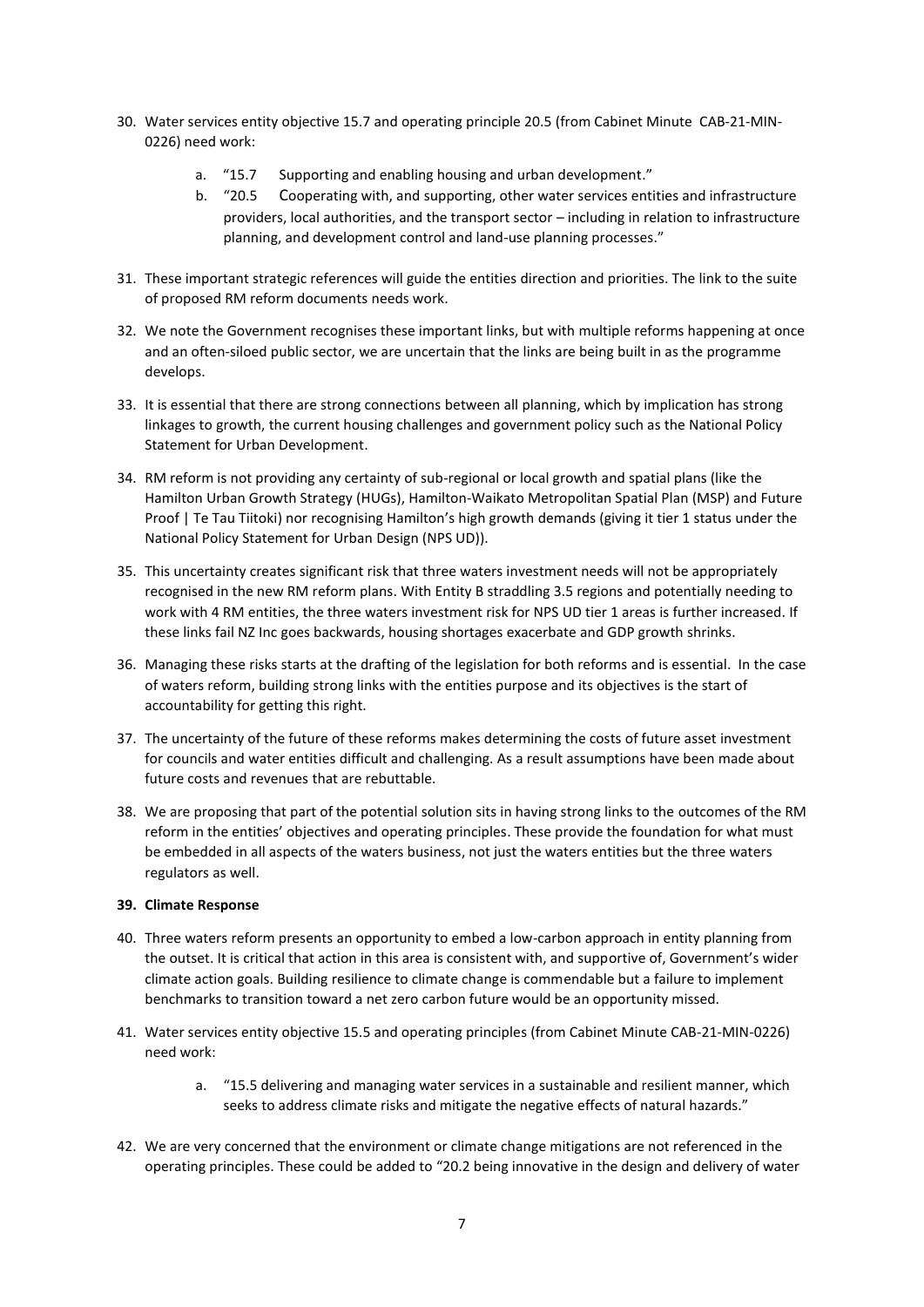30. Water services entity objective 15.7 and operating principle 20.5 (from Cabinet Minute CAB-21-MIN-0226) need work:

    a. "15.7 Supporting and enabling housing and urban development."
    b. "20.5 Cooperating with, and supporting, other water services entities and infrastructure providers, local authorities, and the transport sector – including in relation to infrastructure planning, and development control and land-use planning processes."

31. These important strategic references will guide the entities direction and priorities. The link to the suite of proposed RM reform documents needs work.

32. We note the Government recognises these important links, but with multiple reforms happening at once and an often-siloed public sector, we are uncertain that the links are being built in as the programme develops.

33. It is essential that there are strong connections between all planning, which by implication has strong linkages to growth, the current housing challenges and government policy such as the National Policy Statement for Urban Development.

34. RM reform is not providing any certainty of sub-regional or local growth and spatial plans (like the Hamilton Urban Growth Strategy (HUGs), Hamilton-Waikato Metropolitan Spatial Plan (MSP) and Future Proof | Te Tau Tiitoki) nor recognising Hamilton's high growth demands (giving it tier 1 status under the National Policy Statement for Urban Design (NPS UD)).

35. This uncertainty creates significant risk that three waters investment needs will not be appropriately recognised in the new RM reform plans. With Entity B straddling 3.5 regions and potentially needing to work with 4 RM entities, the three waters investment risk for NPS UD tier 1 areas is further increased. If these links fail NZ Inc goes backwards, housing shortages exacerbate and GDP growth shrinks.

36. Managing these risks starts at the drafting of the legislation for both reforms and is essential. In the case of waters reform, building strong links with the entities purpose and its objectives is the start of accountability for getting this right.

37. The uncertainty of the future of these reforms makes determining the costs of future asset investment for councils and water entities difficult and challenging. As a result assumptions have been made about future costs and revenues that are rebuttable.

38. We are proposing that part of the potential solution sits in having strong links to the outcomes of the RM reform in the entities' objectives and operating principles. These provide the foundation for what must be embedded in all aspects of the waters business, not just the waters entities but the three waters regulators as well.

**39. Climate Response**

40. Three waters reform presents an opportunity to embed a low-carbon approach in entity planning from the outset. It is critical that action in this area is consistent with, and supportive of, Government's wider climate action goals. Building resilience to climate change is commendable but a failure to implement benchmarks to transition toward a net zero carbon future would be an opportunity missed.

41. Water services entity objective 15.5 and operating principles (from Cabinet Minute CAB-21-MIN-0226) need work:

    a. "15.5 delivering and managing water services in a sustainable and resilient manner, which seeks to address climate risks and mitigate the negative effects of natural hazards."

42. We are very concerned that the environment or climate change mitigations are not referenced in the operating principles. These could be added to "20.2 being innovative in the design and delivery of water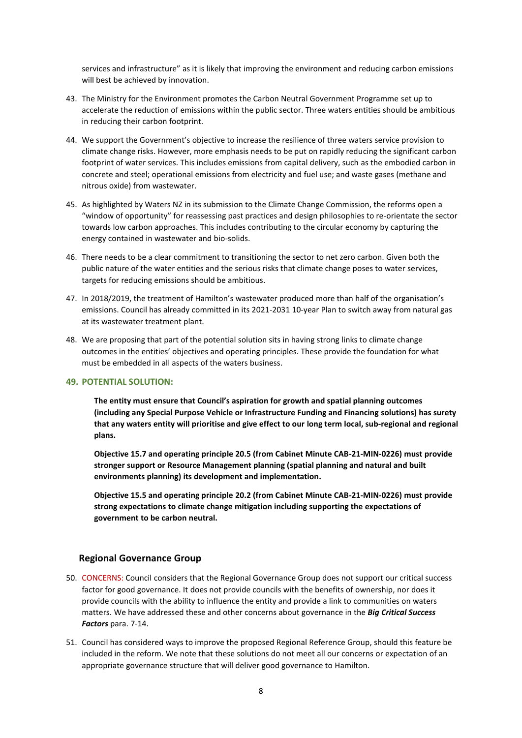services and infrastructure" as it is likely that improving the environment and reducing carbon emissions will best be achieved by innovation.

43. The Ministry for the Environment promotes the Carbon Neutral Government Programme set up to accelerate the reduction of emissions within the public sector. Three waters entities should be ambitious in reducing their carbon footprint.

44. We support the Government's objective to increase the resilience of three waters service provision to climate change risks. However, more emphasis needs to be put on rapidly reducing the significant carbon footprint of water services. This includes emissions from capital delivery, such as the embodied carbon in concrete and steel; operational emissions from electricity and fuel use; and waste gases (methane and nitrous oxide) from wastewater.

45. As highlighted by Waters NZ in its submission to the Climate Change Commission, the reforms open a "window of opportunity" for reassessing past practices and design philosophies to re-orientate the sector towards low carbon approaches. This includes contributing to the circular economy by capturing the energy contained in wastewater and bio-solids.

46. There needs to be a clear commitment to transitioning the sector to net zero carbon. Given both the public nature of the water entities and the serious risks that climate change poses to water services, targets for reducing emissions should be ambitious.

47. In 2018/2019, the treatment of Hamilton's wastewater produced more than half of the organisation's emissions. Council has already committed in its 2021-2031 10-year Plan to switch away from natural gas at its wastewater treatment plant.

48. We are proposing that part of the potential solution sits in having strong links to climate change outcomes in the entities' objectives and operating principles. These provide the foundation for what must be embedded in all aspects of the waters business.

49. **POTENTIAL SOLUTION:**

**The entity must ensure that Council's aspiration for growth and spatial planning outcomes (including any Special Purpose Vehicle or Infrastructure Funding and Financing solutions) has surety that any waters entity will prioritise and give effect to our long term local, sub-regional and regional plans.**

**Objective 15.7 and operating principle 20.5 (from Cabinet Minute CAB-21-MIN-0226) must provide stronger support or Resource Management planning (spatial planning and natural and built environments planning) its development and implementation.**

**Objective 15.5 and operating principle 20.2 (from Cabinet Minute CAB-21-MIN-0226) must provide strong expectations to climate change mitigation including supporting the expectations of government to be carbon neutral.**

## Regional Governance Group

50. CONCERNS: Council considers that the Regional Governance Group does not support our critical success factor for good governance. It does not provide councils with the benefits of ownership, nor does it provide councils with the ability to influence the entity and provide a link to communities on waters matters. We have addressed these and other concerns about governance in the ***Big Critical Success Factors*** para. 7-14.

51. Council has considered ways to improve the proposed Regional Reference Group, should this feature be included in the reform. We note that these solutions do not meet all our concerns or expectation of an appropriate governance structure that will deliver good governance to Hamilton.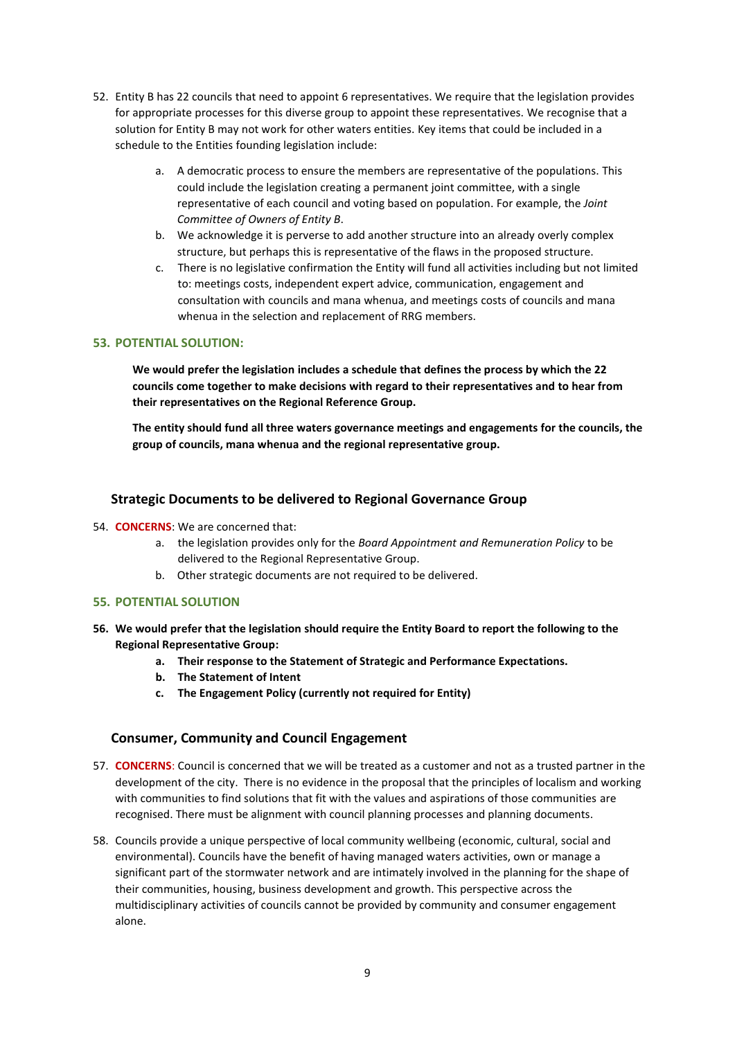52. Entity B has 22 councils that need to appoint 6 representatives. We require that the legislation provides for appropriate processes for this diverse group to appoint these representatives. We recognise that a solution for Entity B may not work for other waters entities. Key items that could be included in a schedule to the Entities founding legislation include:

    a. A democratic process to ensure the members are representative of the populations. This could include the legislation creating a permanent joint committee, with a single representative of each council and voting based on population. For example, the *Joint Committee of Owners of Entity B*.

    b. We acknowledge it is perverse to add another structure into an already overly complex structure, but perhaps this is representative of the flaws in the proposed structure.

    c. There is no legislative confirmation the Entity will fund all activities including but not limited to: meetings costs, independent expert advice, communication, engagement and consultation with councils and mana whenua, and meetings costs of councils and mana whenua in the selection and replacement of RRG members.

**53. POTENTIAL SOLUTION:**

**We would prefer the legislation includes a schedule that defines the process by which the 22 councils come together to make decisions with regard to their representatives and to hear from their representatives on the Regional Reference Group.**

**The entity should fund all three waters governance meetings and engagements for the councils, the group of councils, mana whenua and the regional representative group.**

## Strategic Documents to be delivered to Regional Governance Group

54. **CONCERNS**: We are concerned that:

    a. the legislation provides only for the *Board Appointment and Remuneration Policy* to be delivered to the Regional Representative Group.

    b. Other strategic documents are not required to be delivered.

**55. POTENTIAL SOLUTION**

**56. We would prefer that the legislation should require the Entity Board to report the following to the Regional Representative Group:**

   **a. Their response to the Statement of Strategic and Performance Expectations.**

   **b. The Statement of Intent**

   **c. The Engagement Policy (currently not required for Entity)**

## Consumer, Community and Council Engagement

57. **CONCERNS**: Council is concerned that we will be treated as a customer and not as a trusted partner in the development of the city. There is no evidence in the proposal that the principles of localism and working with communities to find solutions that fit with the values and aspirations of those communities are recognised. There must be alignment with council planning processes and planning documents.

58. Councils provide a unique perspective of local community wellbeing (economic, cultural, social and environmental). Councils have the benefit of having managed waters activities, own or manage a significant part of the stormwater network and are intimately involved in the planning for the shape of their communities, housing, business development and growth. This perspective across the multidisciplinary activities of councils cannot be provided by community and consumer engagement alone.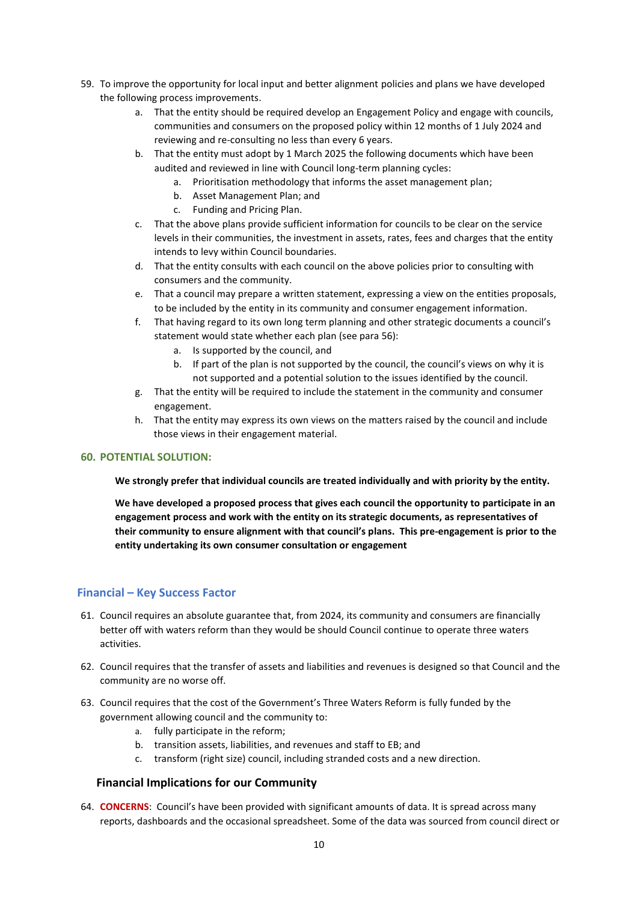59. To improve the opportunity for local input and better alignment policies and plans we have developed the following process improvements.
    a. That the entity should be required develop an Engagement Policy and engage with councils, communities and consumers on the proposed policy within 12 months of 1 July 2024 and reviewing and re-consulting no less than every 6 years.
    b. That the entity must adopt by 1 March 2025 the following documents which have been audited and reviewed in line with Council long-term planning cycles:
        a. Prioritisation methodology that informs the asset management plan;
        b. Asset Management Plan; and
        c. Funding and Pricing Plan.
    c. That the above plans provide sufficient information for councils to be clear on the service levels in their communities, the investment in assets, rates, fees and charges that the entity intends to levy within Council boundaries.
    d. That the entity consults with each council on the above policies prior to consulting with consumers and the community.
    e. That a council may prepare a written statement, expressing a view on the entities proposals, to be included by the entity in its community and consumer engagement information.
    f. That having regard to its own long term planning and other strategic documents a council's statement would state whether each plan (see para 56):
        a. Is supported by the council, and
        b. If part of the plan is not supported by the council, the council's views on why it is not supported and a potential solution to the issues identified by the council.
    g. That the entity will be required to include the statement in the community and consumer engagement.
    h. That the entity may express its own views on the matters raised by the council and include those views in their engagement material.

**60. POTENTIAL SOLUTION:**

**We strongly prefer that individual councils are treated individually and with priority by the entity.**

**We have developed a proposed process that gives each council the opportunity to participate in an engagement process and work with the entity on its strategic documents, as representatives of their community to ensure alignment with that council's plans. This pre-engagement is prior to the entity undertaking its own consumer consultation or engagement**

## Financial – Key Success Factor

61. Council requires an absolute guarantee that, from 2024, its community and consumers are financially better off with waters reform than they would be should Council continue to operate three waters activities.

62. Council requires that the transfer of assets and liabilities and revenues is designed so that Council and the community are no worse off.

63. Council requires that the cost of the Government's Three Waters Reform is fully funded by the government allowing council and the community to:
    a. fully participate in the reform;
    b. transition assets, liabilities, and revenues and staff to EB; and
    c. transform (right size) council, including stranded costs and a new direction.

### Financial Implications for our Community

64. **CONCERNS**: Council's have been provided with significant amounts of data. It is spread across many reports, dashboards and the occasional spreadsheet. Some of the data was sourced from council direct or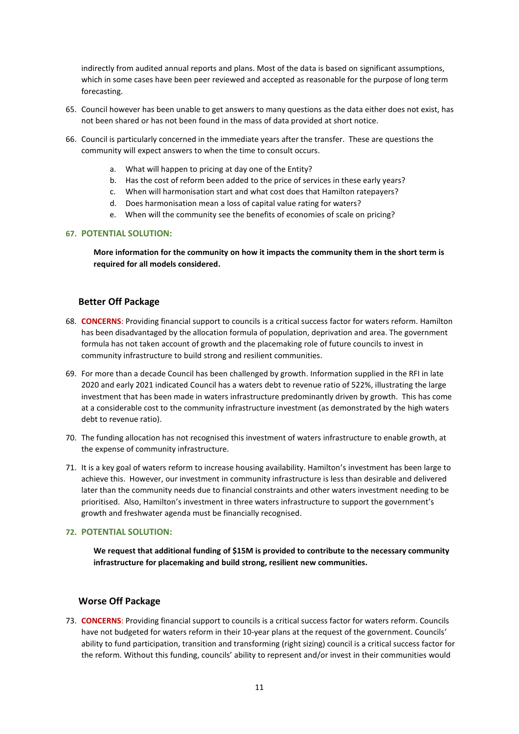indirectly from audited annual reports and plans. Most of the data is based on significant assumptions, which in some cases have been peer reviewed and accepted as reasonable for the purpose of long term forecasting.

65. Council however has been unable to get answers to many questions as the data either does not exist, has not been shared or has not been found in the mass of data provided at short notice.

66. Council is particularly concerned in the immediate years after the transfer. These are questions the community will expect answers to when the time to consult occurs.

    a. What will happen to pricing at day one of the Entity?
    b. Has the cost of reform been added to the price of services in these early years?
    c. When will harmonisation start and what cost does that Hamilton ratepayers?
    d. Does harmonisation mean a loss of capital value rating for waters?
    e. When will the community see the benefits of economies of scale on pricing?

67. **POTENTIAL SOLUTION:**

    **More information for the community on how it impacts the community them in the short term is required for all models considered.**

## Better Off Package

68. **CONCERNS**: Providing financial support to councils is a critical success factor for waters reform. Hamilton has been disadvantaged by the allocation formula of population, deprivation and area. The government formula has not taken account of growth and the placemaking role of future councils to invest in community infrastructure to build strong and resilient communities.

69. For more than a decade Council has been challenged by growth. Information supplied in the RFI in late 2020 and early 2021 indicated Council has a waters debt to revenue ratio of 522%, illustrating the large investment that has been made in waters infrastructure predominantly driven by growth. This has come at a considerable cost to the community infrastructure investment (as demonstrated by the high waters debt to revenue ratio).

70. The funding allocation has not recognised this investment of waters infrastructure to enable growth, at the expense of community infrastructure.

71. It is a key goal of waters reform to increase housing availability. Hamilton's investment has been large to achieve this. However, our investment in community infrastructure is less than desirable and delivered later than the community needs due to financial constraints and other waters investment needing to be prioritised. Also, Hamilton's investment in three waters infrastructure to support the government's growth and freshwater agenda must be financially recognised.

72. **POTENTIAL SOLUTION:**

    **We request that additional funding of $15M is provided to contribute to the necessary community infrastructure for placemaking and build strong, resilient new communities.**

## Worse Off Package

73. **CONCERNS**: Providing financial support to councils is a critical success factor for waters reform. Councils have not budgeted for waters reform in their 10-year plans at the request of the government. Councils' ability to fund participation, transition and transforming (right sizing) council is a critical success factor for the reform. Without this funding, councils' ability to represent and/or invest in their communities would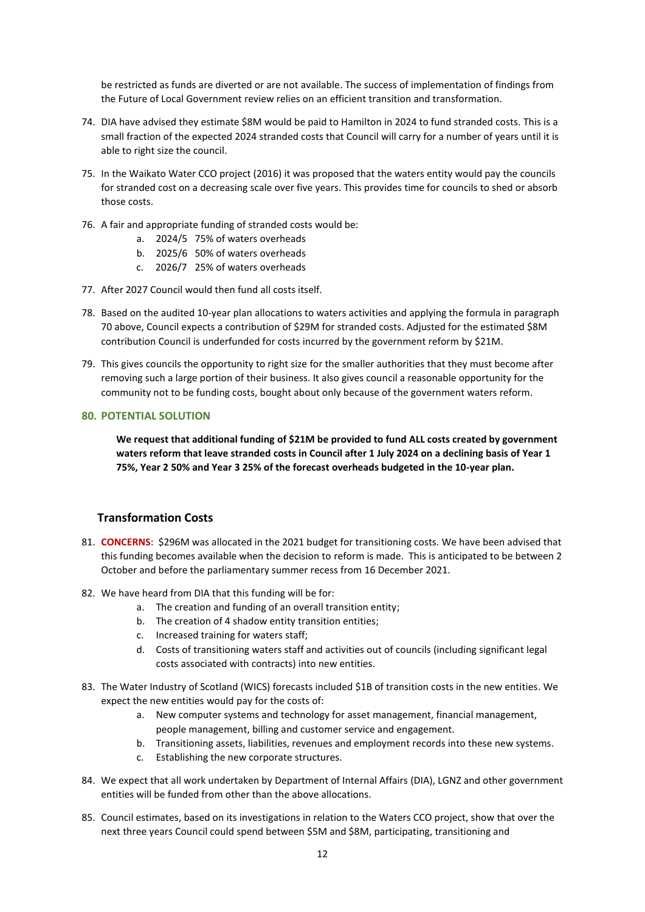be restricted as funds are diverted or are not available. The success of implementation of findings from the Future of Local Government review relies on an efficient transition and transformation.

74. DIA have advised they estimate $8M would be paid to Hamilton in 2024 to fund stranded costs. This is a small fraction of the expected 2024 stranded costs that Council will carry for a number of years until it is able to right size the council.

75. In the Waikato Water CCO project (2016) it was proposed that the waters entity would pay the councils for stranded cost on a decreasing scale over five years. This provides time for councils to shed or absorb those costs.

76. A fair and appropriate funding of stranded costs would be:
    a. 2024/5 75% of waters overheads
    b. 2025/6 50% of waters overheads
    c. 2026/7 25% of waters overheads

77. After 2027 Council would then fund all costs itself.

78. Based on the audited 10-year plan allocations to waters activities and applying the formula in paragraph 70 above, Council expects a contribution of $29M for stranded costs. Adjusted for the estimated $8M contribution Council is underfunded for costs incurred by the government reform by $21M.

79. This gives councils the opportunity to right size for the smaller authorities that they must become after removing such a large portion of their business. It also gives council a reasonable opportunity for the community not to be funding costs, bought about only because of the government waters reform.

### 80. POTENTIAL SOLUTION

**We request that additional funding of $21M be provided to fund ALL costs created by government waters reform that leave stranded costs in Council after 1 July 2024 on a declining basis of Year 1 75%, Year 2 50% and Year 3 25% of the forecast overheads budgeted in the 10-year plan.**

## Transformation Costs

81. **CONCERNS**: $296M was allocated in the 2021 budget for transitioning costs. We have been advised that this funding becomes available when the decision to reform is made. This is anticipated to be between 2 October and before the parliamentary summer recess from 16 December 2021.

82. We have heard from DIA that this funding will be for:
    a. The creation and funding of an overall transition entity;
    b. The creation of 4 shadow entity transition entities;
    c. Increased training for waters staff;
    d. Costs of transitioning waters staff and activities out of councils (including significant legal costs associated with contracts) into new entities.

83. The Water Industry of Scotland (WICS) forecasts included $1B of transition costs in the new entities. We expect the new entities would pay for the costs of:
    a. New computer systems and technology for asset management, financial management, people management, billing and customer service and engagement.
    b. Transitioning assets, liabilities, revenues and employment records into these new systems.
    c. Establishing the new corporate structures.

84. We expect that all work undertaken by Department of Internal Affairs (DIA), LGNZ and other government entities will be funded from other than the above allocations.

85. Council estimates, based on its investigations in relation to the Waters CCO project, show that over the next three years Council could spend between $5M and $8M, participating, transitioning and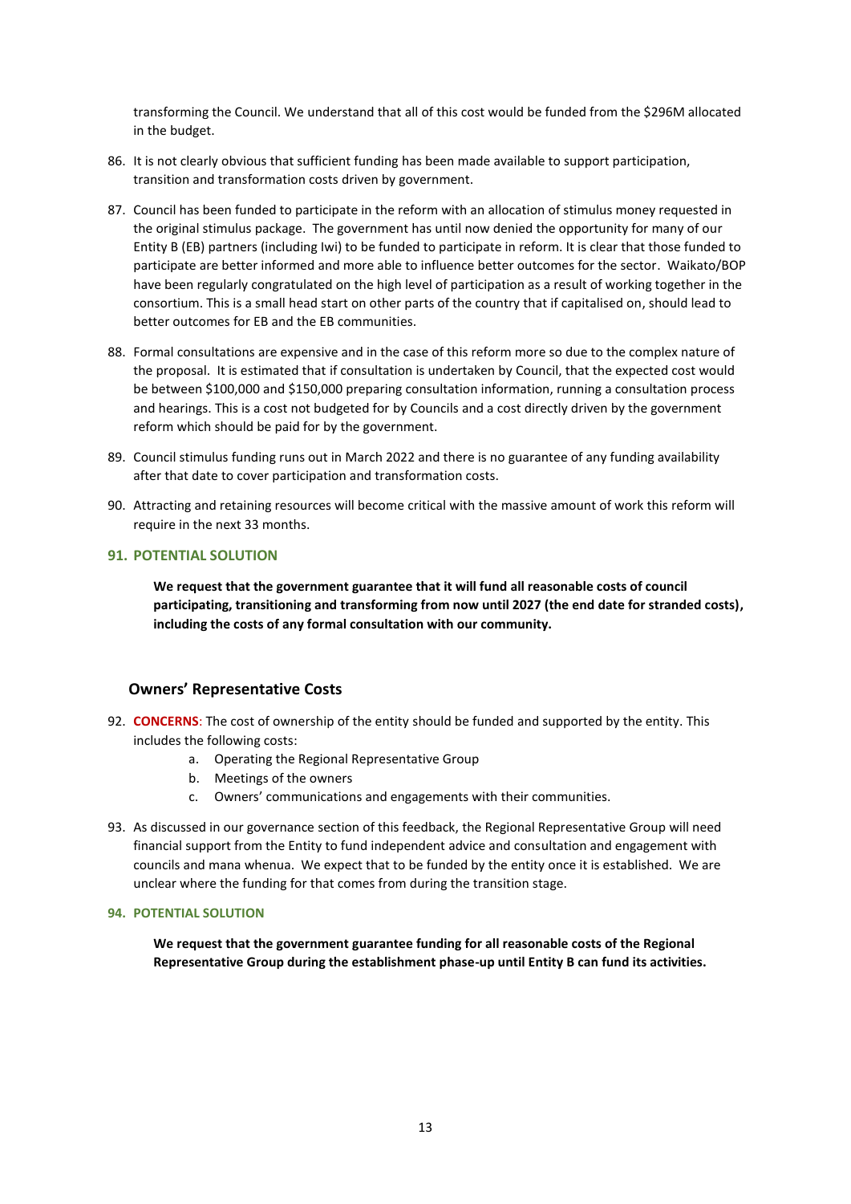transforming the Council. We understand that all of this cost would be funded from the $296M allocated in the budget.

86. It is not clearly obvious that sufficient funding has been made available to support participation, transition and transformation costs driven by government.
87. Council has been funded to participate in the reform with an allocation of stimulus money requested in the original stimulus package. The government has until now denied the opportunity for many of our Entity B (EB) partners (including Iwi) to be funded to participate in reform. It is clear that those funded to participate are better informed and more able to influence better outcomes for the sector. Waikato/BOP have been regularly congratulated on the high level of participation as a result of working together in the consortium. This is a small head start on other parts of the country that if capitalised on, should lead to better outcomes for EB and the EB communities.
88. Formal consultations are expensive and in the case of this reform more so due to the complex nature of the proposal. It is estimated that if consultation is undertaken by Council, that the expected cost would be between $100,000 and $150,000 preparing consultation information, running a consultation process and hearings. This is a cost not budgeted for by Councils and a cost directly driven by the government reform which should be paid for by the government.
89. Council stimulus funding runs out in March 2022 and there is no guarantee of any funding availability after that date to cover participation and transformation costs.
90. Attracting and retaining resources will become critical with the massive amount of work this reform will require in the next 33 months.

**91. POTENTIAL SOLUTION**

**We request that the government guarantee that it will fund all reasonable costs of council participating, transitioning and transforming from now until 2027 (the end date for stranded costs), including the costs of any formal consultation with our community.**

### Owners' Representative Costs

92. **CONCERNS**: The cost of ownership of the entity should be funded and supported by the entity. This includes the following costs:
    a. Operating the Regional Representative Group
    b. Meetings of the owners
    c. Owners' communications and engagements with their communities.
93. As discussed in our governance section of this feedback, the Regional Representative Group will need financial support from the Entity to fund independent advice and consultation and engagement with councils and mana whenua. We expect that to be funded by the entity once it is established. We are unclear where the funding for that comes from during the transition stage.

**94. POTENTIAL SOLUTION**

**We request that the government guarantee funding for all reasonable costs of the Regional Representative Group during the establishment phase-up until Entity B can fund its activities.**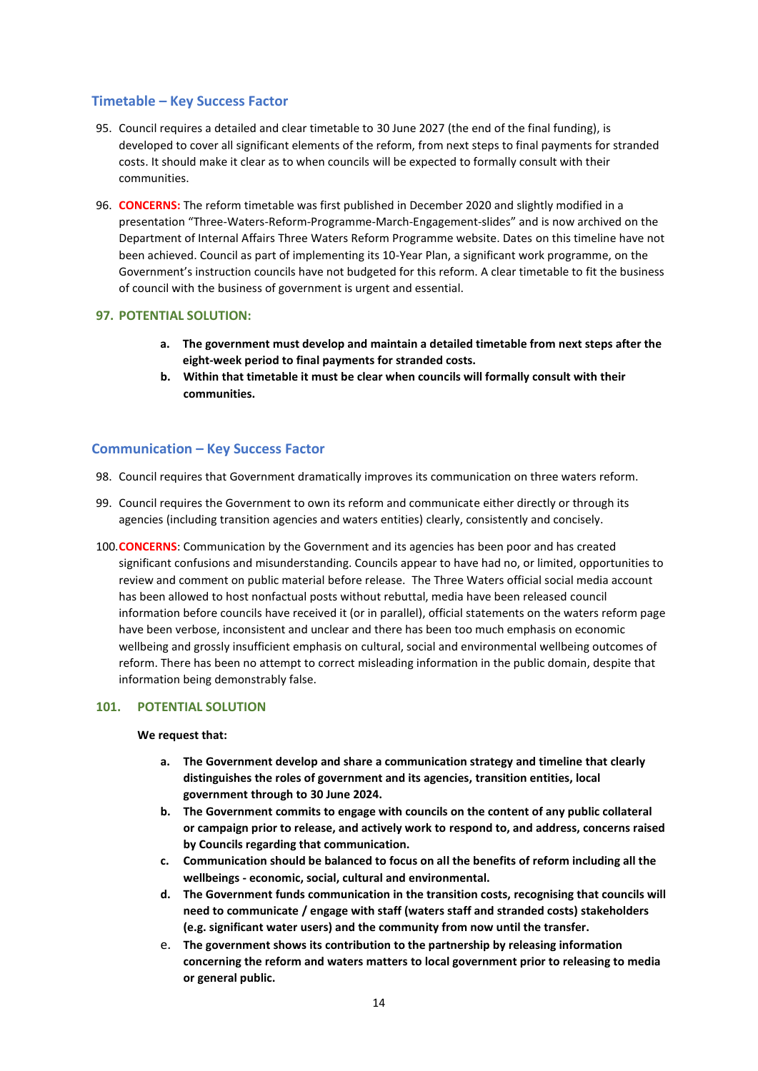## Timetable – Key Success Factor

95. Council requires a detailed and clear timetable to 30 June 2027 (the end of the final funding), is developed to cover all significant elements of the reform, from next steps to final payments for stranded costs. It should make it clear as to when councils will be expected to formally consult with their communities.

96. **CONCERNS:** The reform timetable was first published in December 2020 and slightly modified in a presentation "Three-Waters-Reform-Programme-March-Engagement-slides" and is now archived on the Department of Internal Affairs Three Waters Reform Programme website. Dates on this timeline have not been achieved. Council as part of implementing its 10-Year Plan, a significant work programme, on the Government's instruction councils have not budgeted for this reform. A clear timetable to fit the business of council with the business of government is urgent and essential.

**97. POTENTIAL SOLUTION:**

a. **The government must develop and maintain a detailed timetable from next steps after the eight-week period to final payments for stranded costs.**
b. **Within that timetable it must be clear when councils will formally consult with their communities.**

## Communication – Key Success Factor

98. Council requires that Government dramatically improves its communication on three waters reform.

99. Council requires the Government to own its reform and communicate either directly or through its agencies (including transition agencies and waters entities) clearly, consistently and concisely.

100. **CONCERNS**: Communication by the Government and its agencies has been poor and has created significant confusions and misunderstanding. Councils appear to have had no, or limited, opportunities to review and comment on public material before release. The Three Waters official social media account has been allowed to host nonfactual posts without rebuttal, media have been released council information before councils have received it (or in parallel), official statements on the waters reform page have been verbose, inconsistent and unclear and there has been too much emphasis on economic wellbeing and grossly insufficient emphasis on cultural, social and environmental wellbeing outcomes of reform. There has been no attempt to correct misleading information in the public domain, despite that information being demonstrably false.

**101. POTENTIAL SOLUTION**

**We request that:**

a. **The Government develop and share a communication strategy and timeline that clearly distinguishes the roles of government and its agencies, transition entities, local government through to 30 June 2024.**
b. **The Government commits to engage with councils on the content of any public collateral or campaign prior to release, and actively work to respond to, and address, concerns raised by Councils regarding that communication.**
c. **Communication should be balanced to focus on all the benefits of reform including all the wellbeings - economic, social, cultural and environmental.**
d. **The Government funds communication in the transition costs, recognising that councils will need to communicate / engage with staff (waters staff and stranded costs) stakeholders (e.g. significant water users) and the community from now until the transfer.**
e. **The government shows its contribution to the partnership by releasing information concerning the reform and waters matters to local government prior to releasing to media or general public.**